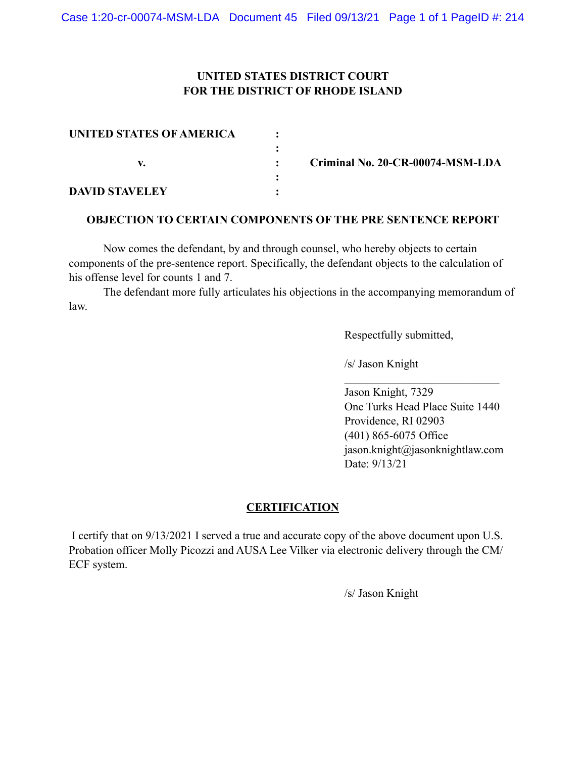**UNITED STATES DISTRICT COURT**
**FOR THE DISTRICT OF RHODE ISLAND**

| | | |
|---|---|---|
| **UNITED STATES OF AMERICA** | : | |
| | : | |
| **v.** | : | **Criminal No. 20-CR-00074-MSM-LDA** |
| | : | |
| **DAVID STAVELEY** | : | |

**OBJECTION TO CERTAIN COMPONENTS OF THE PRE SENTENCE REPORT**

Now comes the defendant, by and through counsel, who hereby objects to certain components of the pre-sentence report. Specifically, the defendant objects to the calculation of his offense level for counts 1 and 7.

The defendant more fully articulates his objections in the accompanying memorandum of law.

Respectfully submitted,

/s/ Jason Knight

\_\_\_\_\_\_\_\_\_\_\_\_\_\_\_\_\_\_\_\_\_\_\_\_\_\_\_\_

Jason Knight, 7329
One Turks Head Place Suite 1440
Providence, RI 02903
(401) 865-6075 Office
jason.knight@jasonknightlaw.com
Date: 9/13/21

**CERTIFICATION**

I certify that on 9/13/2021 I served a true and accurate copy of the above document upon U.S. Probation officer Molly Picozzi and AUSA Lee Vilker via electronic delivery through the CM/ECF system.

/s/ Jason Knight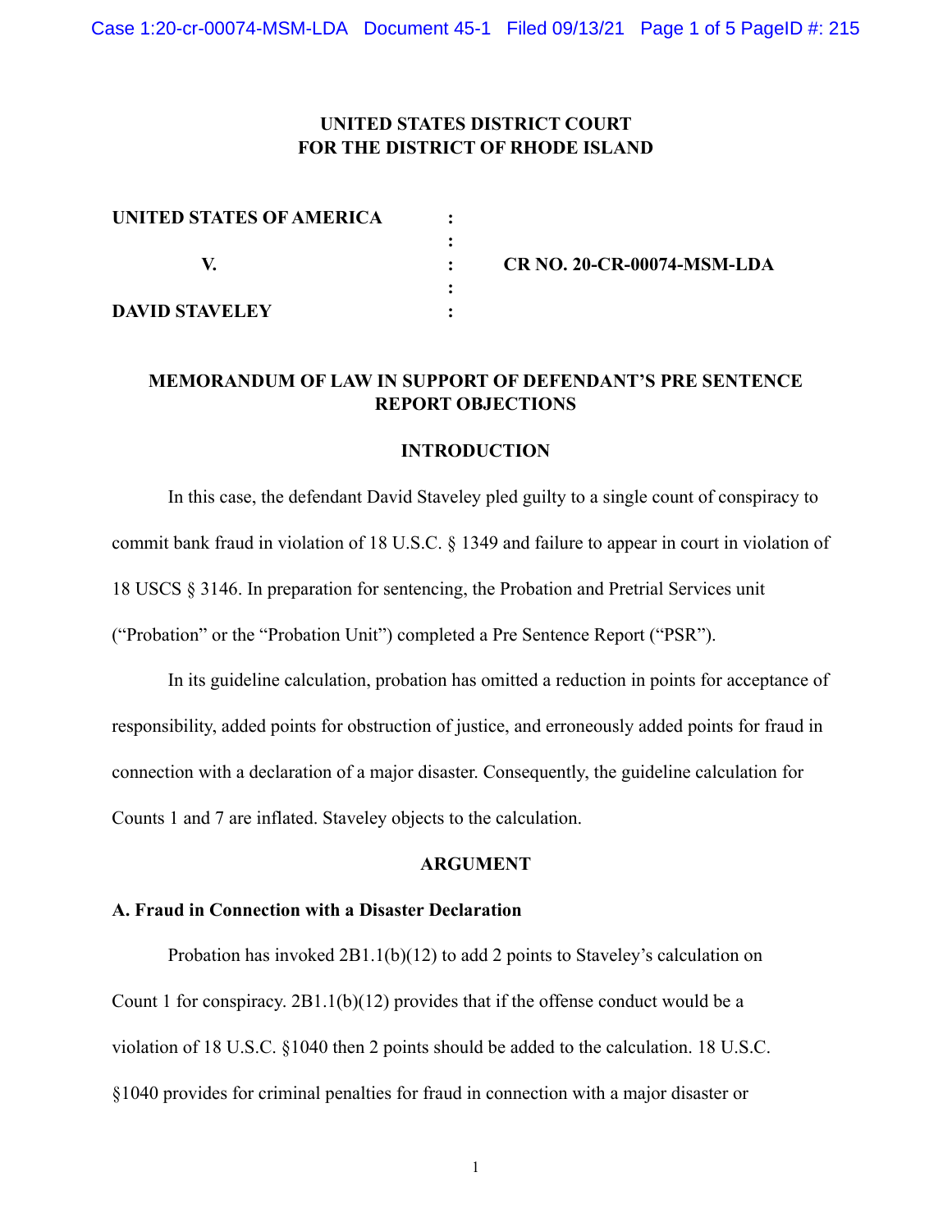**UNITED STATES DISTRICT COURT**
**FOR THE DISTRICT OF RHODE ISLAND**

| | | |
|---|---|---|
| **UNITED STATES OF AMERICA** | : | |
| | : | |
| **V.** | : | **CR NO. 20-CR-00074-MSM-LDA** |
| | : | |
| **DAVID STAVELEY** | : | |

## MEMORANDUM OF LAW IN SUPPORT OF DEFENDANT'S PRE SENTENCE REPORT OBJECTIONS

### INTRODUCTION

In this case, the defendant David Staveley pled guilty to a single count of conspiracy to commit bank fraud in violation of 18 U.S.C. § 1349 and failure to appear in court in violation of 18 USCS § 3146. In preparation for sentencing, the Probation and Pretrial Services unit ("Probation" or the "Probation Unit") completed a Pre Sentence Report ("PSR").

In its guideline calculation, probation has omitted a reduction in points for acceptance of responsibility, added points for obstruction of justice, and erroneously added points for fraud in connection with a declaration of a major disaster. Consequently, the guideline calculation for Counts 1 and 7 are inflated. Staveley objects to the calculation.

### ARGUMENT

**A. Fraud in Connection with a Disaster Declaration**

Probation has invoked 2B1.1(b)(12) to add 2 points to Staveley's calculation on Count 1 for conspiracy. 2B1.1(b)(12) provides that if the offense conduct would be a violation of 18 U.S.C. §1040 then 2 points should be added to the calculation. 18 U.S.C. §1040 provides for criminal penalties for fraud in connection with a major disaster or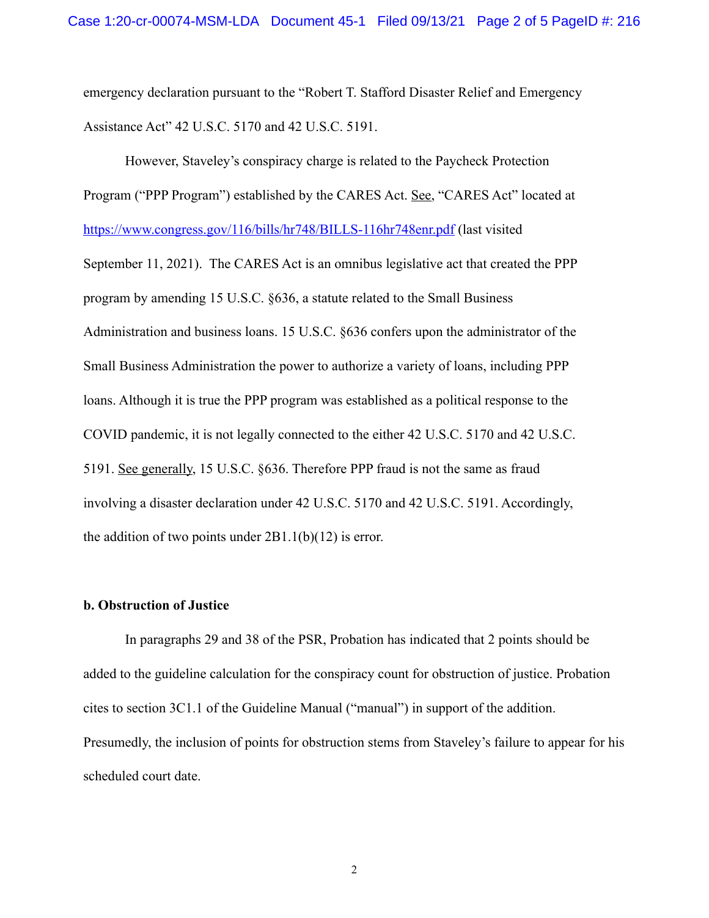emergency declaration pursuant to the "Robert T. Stafford Disaster Relief and Emergency Assistance Act" 42 U.S.C. 5170 and 42 U.S.C. 5191.

However, Staveley's conspiracy charge is related to the Paycheck Protection Program ("PPP Program") established by the CARES Act. See, "CARES Act" located at https://www.congress.gov/116/bills/hr748/BILLS-116hr748enr.pdf (last visited September 11, 2021). The CARES Act is an omnibus legislative act that created the PPP program by amending 15 U.S.C. §636, a statute related to the Small Business Administration and business loans. 15 U.S.C. §636 confers upon the administrator of the Small Business Administration the power to authorize a variety of loans, including PPP loans. Although it is true the PPP program was established as a political response to the COVID pandemic, it is not legally connected to the either 42 U.S.C. 5170 and 42 U.S.C. 5191. See generally, 15 U.S.C. §636. Therefore PPP fraud is not the same as fraud involving a disaster declaration under 42 U.S.C. 5170 and 42 U.S.C. 5191. Accordingly, the addition of two points under 2B1.1(b)(12) is error.

**b. Obstruction of Justice**

In paragraphs 29 and 38 of the PSR, Probation has indicated that 2 points should be added to the guideline calculation for the conspiracy count for obstruction of justice. Probation cites to section 3C1.1 of the Guideline Manual ("manual") in support of the addition. Presumedly, the inclusion of points for obstruction stems from Staveley's failure to appear for his scheduled court date.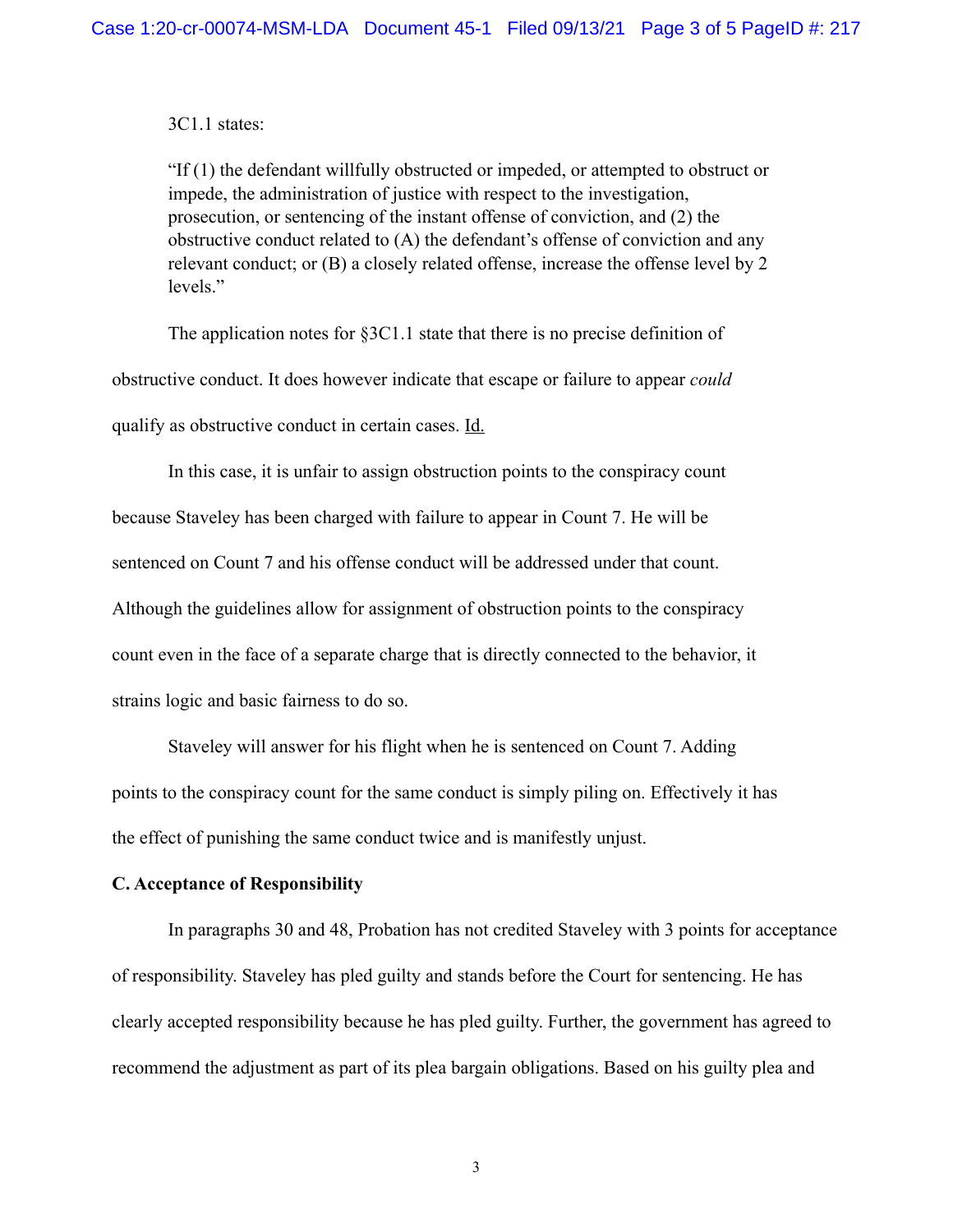3C1.1 states:

> "If (1) the defendant willfully obstructed or impeded, or attempted to obstruct or impede, the administration of justice with respect to the investigation, prosecution, or sentencing of the instant offense of conviction, and (2) the obstructive conduct related to (A) the defendant's offense of conviction and any relevant conduct; or (B) a closely related offense, increase the offense level by 2 levels."

The application notes for §3C1.1 state that there is no precise definition of obstructive conduct. It does however indicate that escape or failure to appear *could* qualify as obstructive conduct in certain cases. Id.

In this case, it is unfair to assign obstruction points to the conspiracy count because Staveley has been charged with failure to appear in Count 7. He will be sentenced on Count 7 and his offense conduct will be addressed under that count. Although the guidelines allow for assignment of obstruction points to the conspiracy count even in the face of a separate charge that is directly connected to the behavior, it strains logic and basic fairness to do so.

Staveley will answer for his flight when he is sentenced on Count 7. Adding points to the conspiracy count for the same conduct is simply piling on. Effectively it has the effect of punishing the same conduct twice and is manifestly unjust.

**C. Acceptance of Responsibility**

In paragraphs 30 and 48, Probation has not credited Staveley with 3 points for acceptance of responsibility. Staveley has pled guilty and stands before the Court for sentencing. He has clearly accepted responsibility because he has pled guilty. Further, the government has agreed to recommend the adjustment as part of its plea bargain obligations. Based on his guilty plea and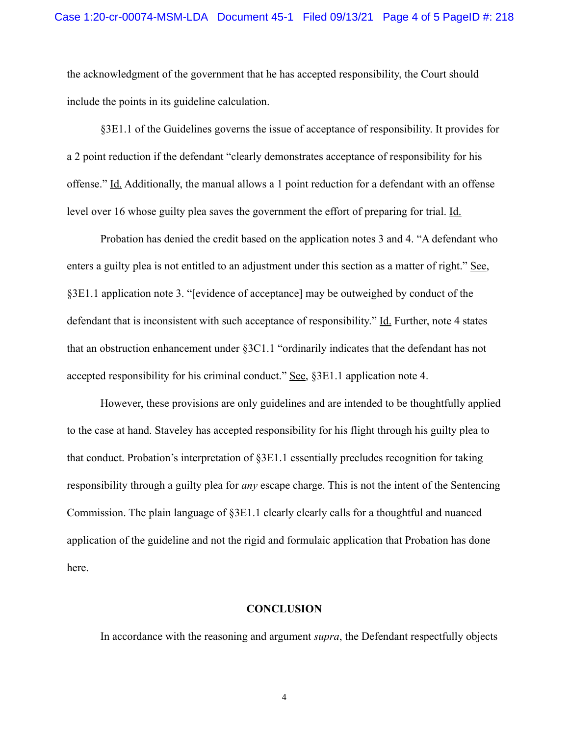the acknowledgment of the government that he has accepted responsibility, the Court should include the points in its guideline calculation.

§3E1.1 of the Guidelines governs the issue of acceptance of responsibility. It provides for a 2 point reduction if the defendant "clearly demonstrates acceptance of responsibility for his offense." Id. Additionally, the manual allows a 1 point reduction for a defendant with an offense level over 16 whose guilty plea saves the government the effort of preparing for trial. Id.

Probation has denied the credit based on the application notes 3 and 4. "A defendant who enters a guilty plea is not entitled to an adjustment under this section as a matter of right." See, §3E1.1 application note 3. "[evidence of acceptance] may be outweighed by conduct of the defendant that is inconsistent with such acceptance of responsibility." Id. Further, note 4 states that an obstruction enhancement under §3C1.1 "ordinarily indicates that the defendant has not accepted responsibility for his criminal conduct." See, §3E1.1 application note 4.

However, these provisions are only guidelines and are intended to be thoughtfully applied to the case at hand. Staveley has accepted responsibility for his flight through his guilty plea to that conduct. Probation's interpretation of §3E1.1 essentially precludes recognition for taking responsibility through a guilty plea for *any* escape charge. This is not the intent of the Sentencing Commission. The plain language of §3E1.1 clearly clearly calls for a thoughtful and nuanced application of the guideline and not the rigid and formulaic application that Probation has done here.

**CONCLUSION**

In accordance with the reasoning and argument *supra*, the Defendant respectfully objects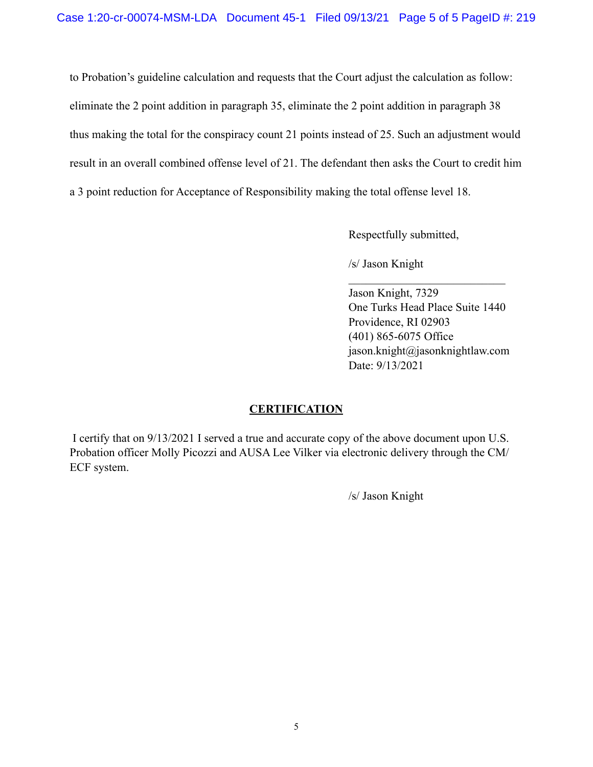to Probation's guideline calculation and requests that the Court adjust the calculation as follow: eliminate the 2 point addition in paragraph 35, eliminate the 2 point addition in paragraph 38 thus making the total for the conspiracy count 21 points instead of 25. Such an adjustment would result in an overall combined offense level of 21. The defendant then asks the Court to credit him a 3 point reduction for Acceptance of Responsibility making the total offense level 18.

Respectfully submitted,

/s/ Jason Knight

Jason Knight, 7329
One Turks Head Place Suite 1440
Providence, RI 02903
(401) 865-6075 Office
jason.knight@jasonknightlaw.com
Date: 9/13/2021

**CERTIFICATION**

I certify that on 9/13/2021 I served a true and accurate copy of the above document upon U.S. Probation officer Molly Picozzi and AUSA Lee Vilker via electronic delivery through the CM/ECF system.

/s/ Jason Knight